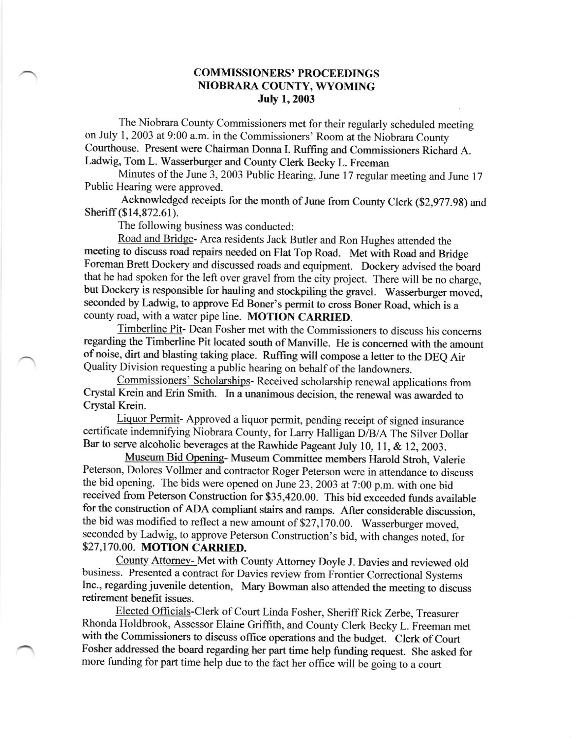# COMMISSIONERS' PROCEEDINGS
## NIOBRARA COUNTY, WYOMING
### July 1, 2003

The Niobrara County Commissioners met for their regularly scheduled meeting on July 1, 2003 at 9:00 a.m. in the Commissioners' Room at the Niobrara County Courthouse. Present were Chairman Donna I. Ruffing and Commissioners Richard A. Ladwig, Tom L. Wasserburger and County Clerk Becky L. Freeman

Minutes of the June 3, 2003 Public Hearing, June 17 regular meeting and June 17 Public Hearing were approved.

Acknowledged receipts for the month of June from County Clerk ($2,977.98) and Sheriff ($14,872.61).

The following business was conducted:

Road and Bridge- Area residents Jack Butler and Ron Hughes attended the meeting to discuss road repairs needed on Flat Top Road. Met with Road and Bridge Foreman Brett Dockery and discussed roads and equipment. Dockery advised the board that he had spoken for the left over gravel from the city project. There will be no charge, but Dockery is responsible for hauling and stockpiling the gravel. Wasserburger moved, seconded by Ladwig, to approve Ed Boner's permit to cross Boner Road, which is a county road, with a water pipe line. **MOTION CARRIED.**

Timberline Pit- Dean Fosher met with the Commissioners to discuss his concerns regarding the Timberline Pit located south of Manville. He is concerned with the amount of noise, dirt and blasting taking place. Ruffing will compose a letter to the DEQ Air Quality Division requesting a public hearing on behalf of the landowners.

Commissioners' Scholarships- Received scholarship renewal applications from Crystal Krein and Erin Smith. In a unanimous decision, the renewal was awarded to Crystal Krein.

Liquor Permit- Approved a liquor permit, pending receipt of signed insurance certificate indemnifying Niobrara County, for Larry Halligan D/B/A The Silver Dollar Bar to serve alcoholic beverages at the Rawhide Pageant July 10, 11, & 12, 2003.

Museum Bid Opening- Museum Committee members Harold Stroh, Valerie Peterson, Dolores Vollmer and contractor Roger Peterson were in attendance to discuss the bid opening. The bids were opened on June 23, 2003 at 7:00 p.m. with one bid received from Peterson Construction for $35,420.00. This bid exceeded funds available for the construction of ADA compliant stairs and ramps. After considerable discussion, the bid was modified to reflect a new amount of $27,170.00. Wasserburger moved, seconded by Ladwig, to approve Peterson Construction's bid, with changes noted, for $27,170.00. **MOTION CARRIED.**

County Attorney- Met with County Attorney Doyle J. Davies and reviewed old business. Presented a contract for Davies review from Frontier Correctional Systems Inc., regarding juvenile detention, Mary Bowman also attended the meeting to discuss retirement benefit issues.

Elected Officials-Clerk of Court Linda Fosher, Sheriff Rick Zerbe, Treasurer Rhonda Holdbrook, Assessor Elaine Griffith, and County Clerk Becky L. Freeman met with the Commissioners to discuss office operations and the budget. Clerk of Court Fosher addressed the board regarding her part time help funding request. She asked for more funding for part time help due to the fact her office will be going to a court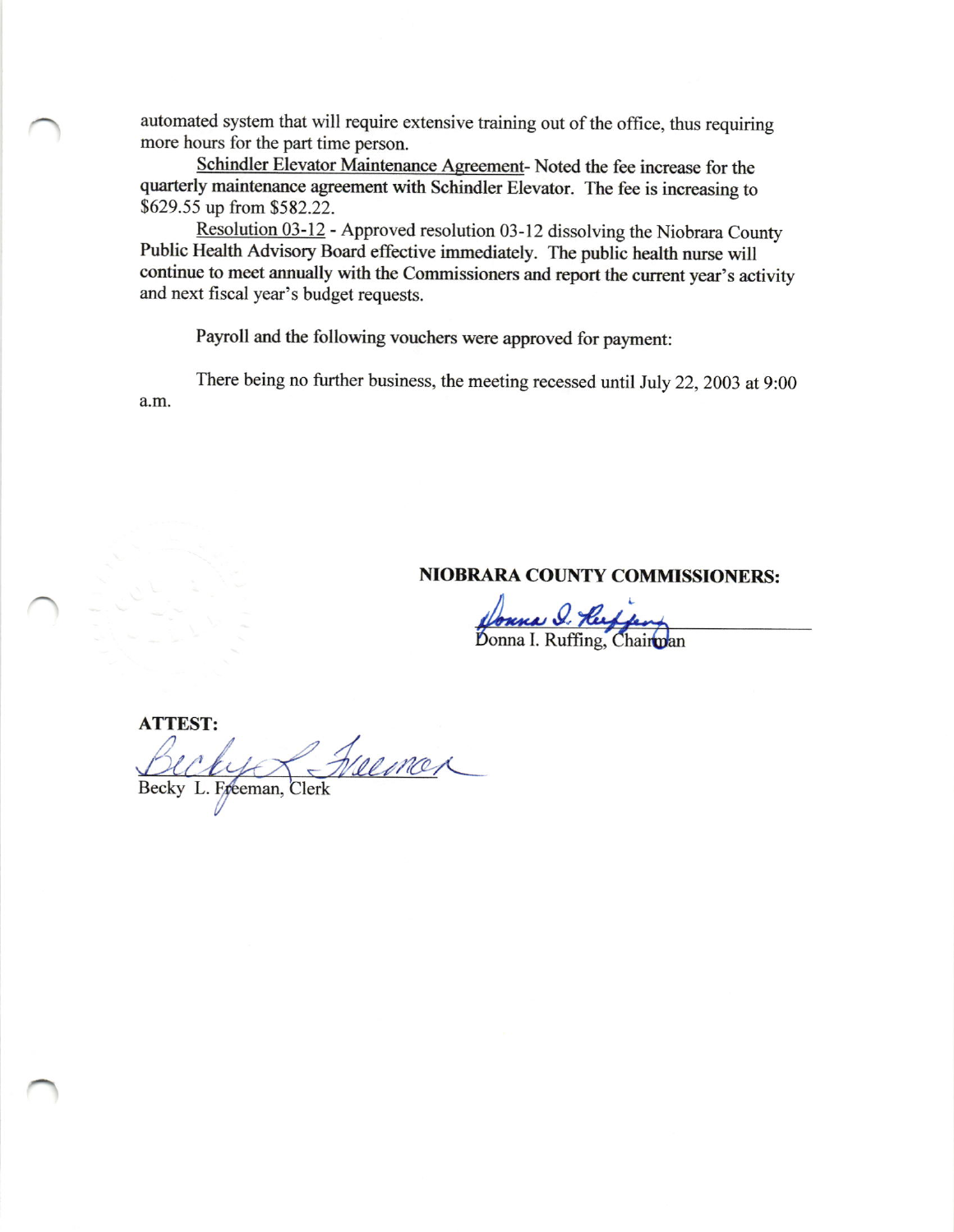automated system that will require extensive training out of the office, thus requiring more hours for the part time person.

Schindler Elevator Maintenance Agreement- Noted the fee increase for the quarterly maintenance agreement with Schindler Elevator. The fee is increasing to $629.55 up from $582.22.

Resolution 03-12 - Approved resolution 03-12 dissolving the Niobrara County Public Health Advisory Board effective immediately. The public health nurse will continue to meet annually with the Commissioners and report the current year's activity and next fiscal year's budget requests.

Payroll and the following vouchers were approved for payment:

There being no further business, the meeting recessed until July 22, 2003 at 9:00 a.m.

**NIOBRARA COUNTY COMMISSIONERS:**

Donna I. Ruffing, Chairman

**ATTEST:**

Becky L. Freeman, Clerk